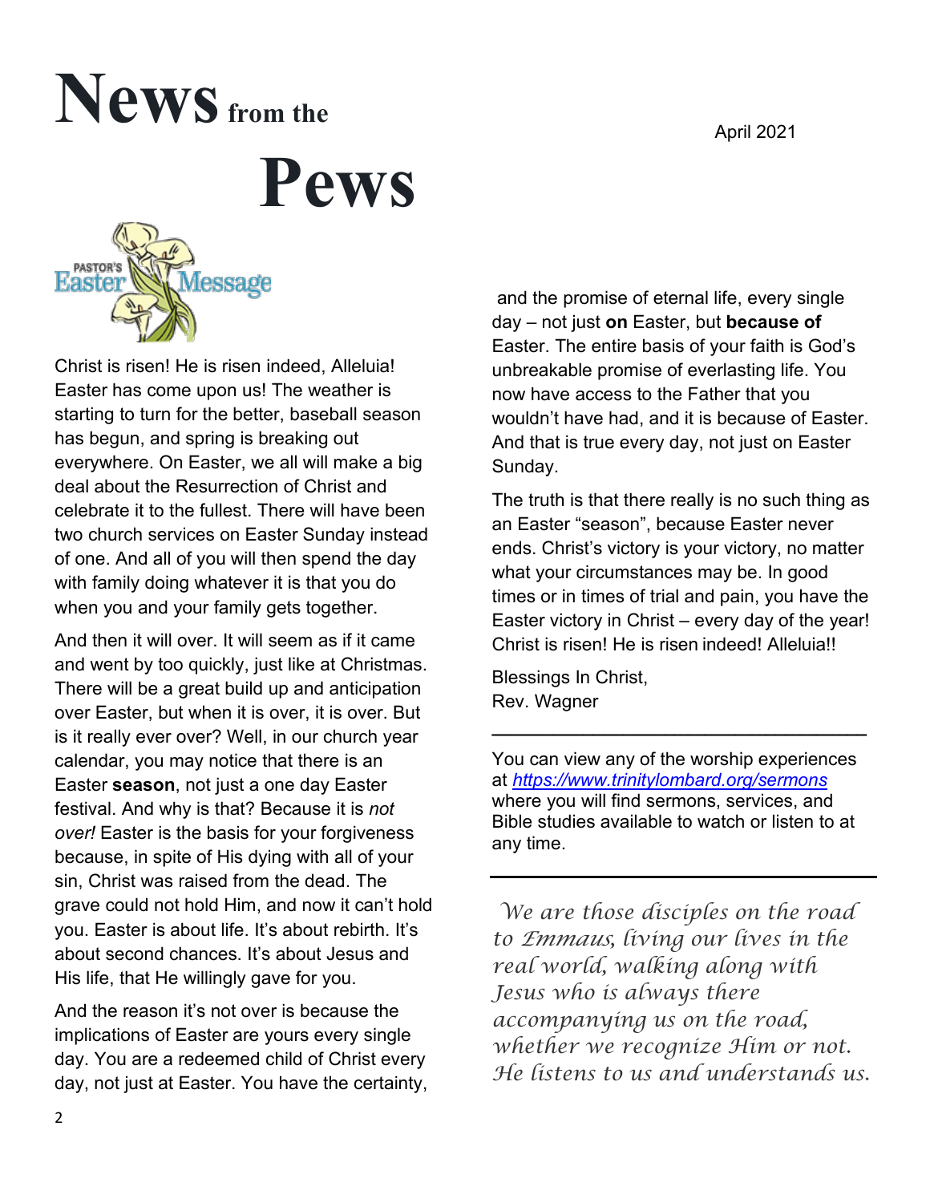# News from the Pews

April 2021

## Pastor's Easter Message

Christ is risen! He is risen indeed, Alleluia! Easter has come upon us! The weather is starting to turn for the better, baseball season has begun, and spring is breaking out everywhere. On Easter, we all will make a big deal about the Resurrection of Christ and celebrate it to the fullest. There will have been two church services on Easter Sunday instead of one. And all of you will then spend the day with family doing whatever it is that you do when you and your family gets together.

And then it will over. It will seem as if it came and went by too quickly, just like at Christmas. There will be a great build up and anticipation over Easter, but when it is over, it is over. But is it really ever over? Well, in our church year calendar, you may notice that there is an Easter **season**, not just a one day Easter festival. And why is that? Because it is *not over!* Easter is the basis for your forgiveness because, in spite of His dying with all of your sin, Christ was raised from the dead. The grave could not hold Him, and now it can't hold you. Easter is about life. It's about rebirth. It's about second chances. It's about Jesus and His life, that He willingly gave for you.

And the reason it's not over is because the implications of Easter are yours every single day. You are a redeemed child of Christ every day, not just at Easter. You have the certainty, and the promise of eternal life, every single day – not just **on** Easter, but **because of** Easter. The entire basis of your faith is God's unbreakable promise of everlasting life. You now have access to the Father that you wouldn't have had, and it is because of Easter. And that is true every day, not just on Easter Sunday.

The truth is that there really is no such thing as an Easter "season", because Easter never ends. Christ's victory is your victory, no matter what your circumstances may be. In good times or in times of trial and pain, you have the Easter victory in Christ – every day of the year! Christ is risen! He is risen indeed! Alleluia!!

Blessings In Christ,
Rev. Wagner

---

You can view any of the worship experiences at *https://www.trinitylombard.org/sermons* where you will find sermons, services, and Bible studies available to watch or listen to at any time.

---

*We are those disciples on the road to Emmaus, living our lives in the real world, walking along with Jesus who is always there accompanying us on the road, whether we recognize Him or not. He listens to us and understands us.*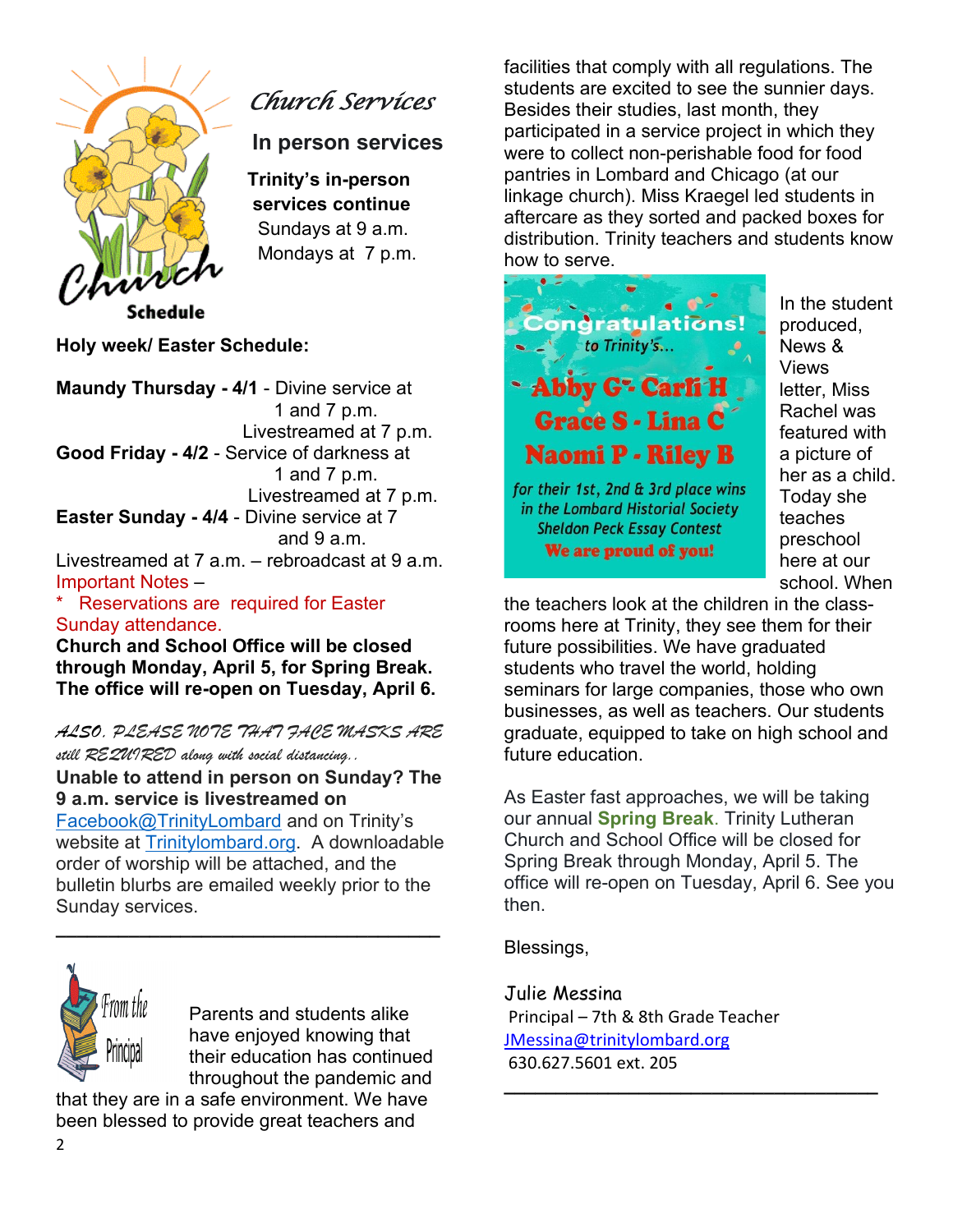## Church Services

### In person services

**Trinity's in-person services continue**
Sundays at 9 a.m.
Mondays at 7 p.m.

Church Schedule

**Holy week/ Easter Schedule:**

**Maundy Thursday - 4/1** - Divine service at 1 and 7 p.m.
Livestreamed at 7 p.m.
**Good Friday - 4/2** - Service of darkness at 1 and 7 p.m.
Livestreamed at 7 p.m.
**Easter Sunday - 4/4** - Divine service at 7 and 9 a.m.
Livestreamed at 7 a.m. – rebroadcast at 9 a.m.

Important Notes –
* Reservations are required for Easter Sunday attendance.

**Church and School Office will be closed through Monday, April 5, for Spring Break. The office will re-open on Tuesday, April 6.**

*ALSO, PLEASE NOTE THAT FACE MASKS ARE still REQUIRED along with social distancing..*

**Unable to attend in person on Sunday? The 9 a.m. service is livestreamed on** Facebook@TrinityLombard and on Trinity's website at Trinitylombard.org. A downloadable order of worship will be attached, and the bulletin blurbs are emailed weekly prior to the Sunday services.

---

## From the Principal

Parents and students alike have enjoyed knowing that their education has continued throughout the pandemic and that they are in a safe environment. We have been blessed to provide great teachers and facilities that comply with all regulations. The students are excited to see the sunnier days. Besides their studies, last month, they participated in a service project in which they were to collect non-perishable food for food pantries in Lombard and Chicago (at our linkage church). Miss Kraegel led students in aftercare as they sorted and packed boxes for distribution. Trinity teachers and students know how to serve.

**Congratulations!** to Trinity's...
**Abby G - Carli H**
**Grace S - Lina C**
**Naomi P - Riley B**
for their 1st, 2nd & 3rd place wins in the Lombard Historical Society Sheldon Peck Essay Contest
**We are proud of you!**

In the student produced, News & Views letter, Miss Rachel was featured with a picture of her as a child. Today she teaches preschool here at our school. When the teachers look at the children in the class-rooms here at Trinity, they see them for their future possibilities. We have graduated students who travel the world, holding seminars for large companies, those who own businesses, as well as teachers. Our students graduate, equipped to take on high school and future education.

As Easter fast approaches, we will be taking our annual **Spring Break**. Trinity Lutheran Church and School Office will be closed for Spring Break through Monday, April 5. The office will re-open on Tuesday, April 6. See you then.

Blessings,

Julie Messina
Principal – 7th & 8th Grade Teacher
JMessina@trinitylombard.org
630.627.5601 ext. 205

---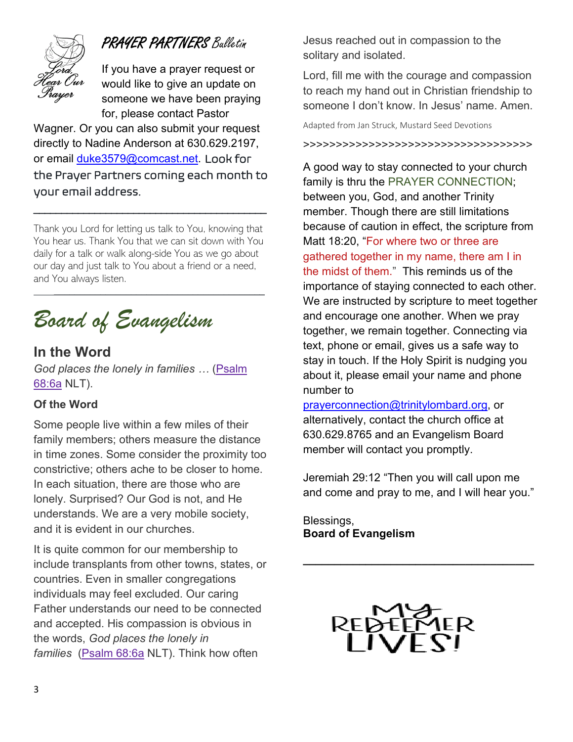## PRAYER PARTNERS Bulletin

If you have a prayer request or would like to give an update on someone we have been praying for, please contact Pastor Wagner. Or you can also submit your request directly to Nadine Anderson at 630.629.2197, or email duke3579@comcast.net. Look for the Prayer Partners coming each month to your email address.

---

Thank you Lord for letting us talk to You, knowing that You hear us. Thank You that we can sit down with You daily for a talk or walk along-side You as we go about our day and just talk to You about a friend or a need, and You always listen.

---

# Board of Evangelism

## In the Word

*God places the lonely in families …* (Psalm 68:6a NLT).

### Of the Word

Some people live within a few miles of their family members; others measure the distance in time zones. Some consider the proximity too constrictive; others ache to be closer to home. In each situation, there are those who are lonely. Surprised? Our God is not, and He understands. We are a very mobile society, and it is evident in our churches.

It is quite common for our membership to include transplants from other towns, states, or countries. Even in smaller congregations individuals may feel excluded. Our caring Father understands our need to be connected and accepted. His compassion is obvious in the words, *God places the lonely in families* (Psalm 68:6a NLT). Think how often Jesus reached out in compassion to the solitary and isolated.

Lord, fill me with the courage and compassion to reach my hand out in Christian friendship to someone I don't know. In Jesus' name. Amen.

Adapted from Jan Struck, Mustard Seed Devotions

>>>>>>>>>>>>>>>>>>>>>>>>>>>>>>>>>>>>

A good way to stay connected to your church family is thru the PRAYER CONNECTION; between you, God, and another Trinity member. Though there are still limitations because of caution in effect, the scripture from Matt 18:20, "For where two or three are gathered together in my name, there am I in the midst of them." This reminds us of the importance of staying connected to each other. We are instructed by scripture to meet together and encourage one another. When we pray together, we remain together. Connecting via text, phone or email, gives us a safe way to stay in touch. If the Holy Spirit is nudging you about it, please email your name and phone number to prayerconnection@trinitylombard.org, or alternatively, contact the church office at 630.629.8765 and an Evangelism Board member will contact you promptly.

Jeremiah 29:12 "Then you will call upon me and come and pray to me, and I will hear you."

Blessings,
**Board of Evangelism**

---

MY REDEEMER LIVES!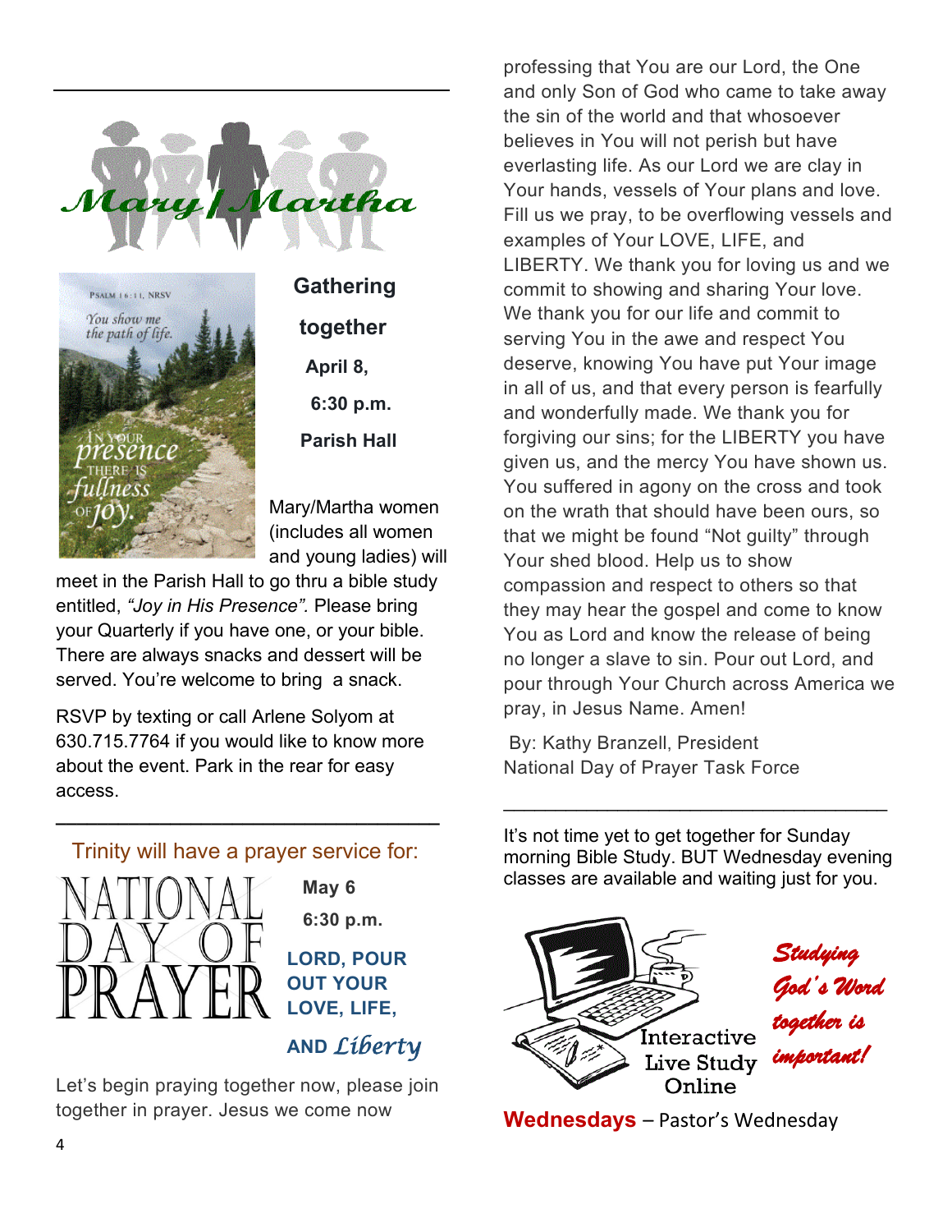# Mary / Martha

PSALM 16:11, NRSV

You show me the path of life.

In your presence there is fullness of joy.

**Gathering together**

**April 8,**

**6:30 p.m.**

**Parish Hall**

Mary/Martha women (includes all women and young ladies) will meet in the Parish Hall to go thru a bible study entitled, *"Joy in His Presence".* Please bring your Quarterly if you have one, or your bible. There are always snacks and dessert will be served. You're welcome to bring a snack.

RSVP by texting or call Arlene Solyom at 630.715.7764 if you would like to know more about the event. Park in the rear for easy access.

---

## Trinity will have a prayer service for:

# NATIONAL DAY OF PRAYER

**May 6**

**6:30 p.m.**

**LORD, POUR OUT YOUR LOVE, LIFE, AND *Liberty***

Let's begin praying together now, please join together in prayer. Jesus we come now professing that You are our Lord, the One and only Son of God who came to take away the sin of the world and that whosoever believes in You will not perish but have everlasting life. As our Lord we are clay in Your hands, vessels of Your plans and love. Fill us we pray, to be overflowing vessels and examples of Your LOVE, LIFE, and LIBERTY. We thank you for loving us and we commit to showing and sharing Your love. We thank you for our life and commit to serving You in the awe and respect You deserve, knowing You have put Your image in all of us, and that every person is fearfully and wonderfully made. We thank you for forgiving our sins; for the LIBERTY you have given us, and the mercy You have shown us. You suffered in agony on the cross and took on the wrath that should have been ours, so that we might be found "Not guilty" through Your shed blood. Help us to show compassion and respect to others so that they may hear the gospel and come to know You as Lord and know the release of being no longer a slave to sin. Pour out Lord, and pour through Your Church across America we pray, in Jesus Name. Amen!

By: Kathy Branzell, President
National Day of Prayer Task Force

---

It's not time yet to get together for Sunday morning Bible Study. BUT Wednesday evening classes are available and waiting just for you.

Interactive Live Study Online

***Studying God's Word together is important!***

**Wednesdays** – Pastor's Wednesday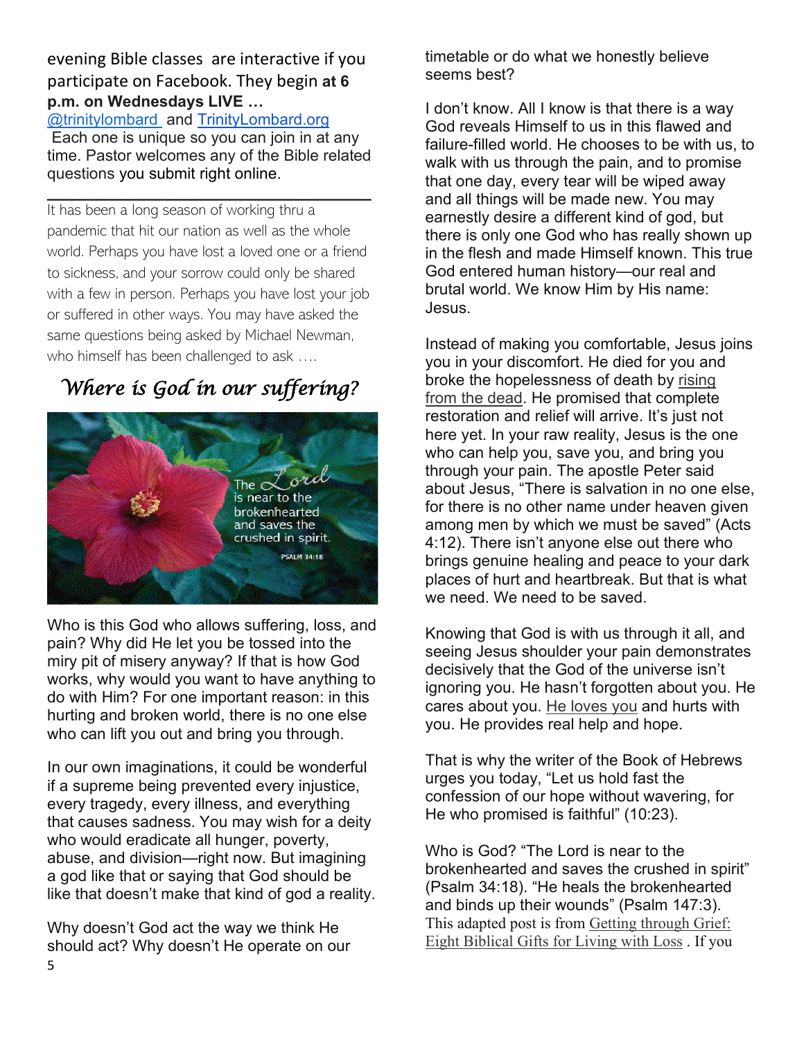evening Bible classes are interactive if you participate on Facebook. They begin **at 6 p.m. on Wednesdays LIVE …** @trinitylombard and TrinityLombard.org Each one is unique so you can join in at any time. Pastor welcomes any of the Bible related questions you submit right online.

---

It has been a long season of working thru a pandemic that hit our nation as well as the whole world. Perhaps you have lost a loved one or a friend to sickness, and your sorrow could only be shared with a few in person. Perhaps you have lost your job or suffered in other ways. You may have asked the same questions being asked by Michael Newman, who himself has been challenged to ask ….

## *Where is God in our suffering?*

Who is this God who allows suffering, loss, and pain? Why did He let you be tossed into the miry pit of misery anyway? If that is how God works, why would you want to have anything to do with Him? For one important reason: in this hurting and broken world, there is no one else who can lift you out and bring you through.

In our own imaginations, it could be wonderful if a supreme being prevented every injustice, every tragedy, every illness, and everything that causes sadness. You may wish for a deity who would eradicate all hunger, poverty, abuse, and division—right now. But imagining a god like that or saying that God should be like that doesn't make that kind of god a reality.

Why doesn't God act the way we think He should act? Why doesn't He operate on our timetable or do what we honestly believe seems best?

I don't know. All I know is that there is a way God reveals Himself to us in this flawed and failure-filled world. He chooses to be with us, to walk with us through the pain, and to promise that one day, every tear will be wiped away and all things will be made new. You may earnestly desire a different kind of god, but there is only one God who has really shown up in the flesh and made Himself known. This true God entered human history—our real and brutal world. We know Him by His name: Jesus.

Instead of making you comfortable, Jesus joins you in your discomfort. He died for you and broke the hopelessness of death by rising from the dead. He promised that complete restoration and relief will arrive. It's just not here yet. In your raw reality, Jesus is the one who can help you, save you, and bring you through your pain. The apostle Peter said about Jesus, "There is salvation in no one else, for there is no other name under heaven given among men by which we must be saved" (Acts 4:12). There isn't anyone else out there who brings genuine healing and peace to your dark places of hurt and heartbreak. But that is what we need. We need to be saved.

Knowing that God is with us through it all, and seeing Jesus shoulder your pain demonstrates decisively that the God of the universe isn't ignoring you. He hasn't forgotten about you. He cares about you. He loves you and hurts with you. He provides real help and hope.

That is why the writer of the Book of Hebrews urges you today, "Let us hold fast the confession of our hope without wavering, for He who promised is faithful" (10:23).

Who is God? "The Lord is near to the brokenhearted and saves the crushed in spirit" (Psalm 34:18). "He heals the brokenhearted and binds up their wounds" (Psalm 147:3). This adapted post is from Getting through Grief: Eight Biblical Gifts for Living with Loss . If you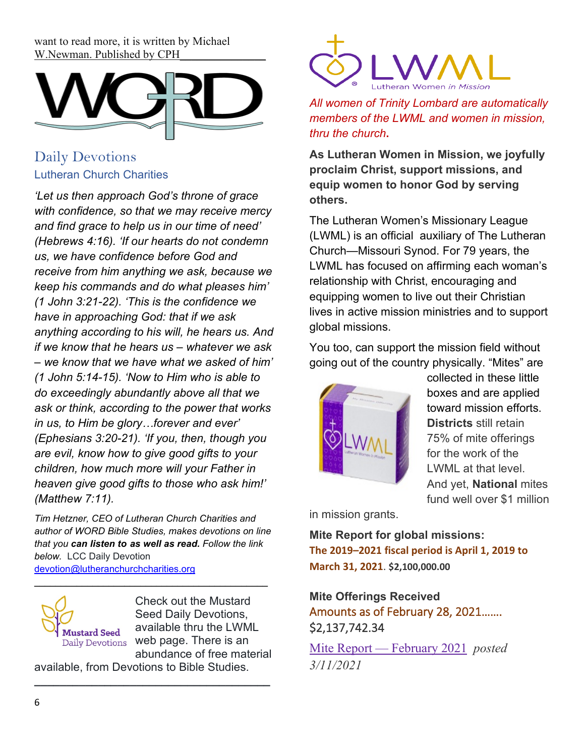want to read more, it is written by Michael W.Newman. Published by CPH

WORD

## Daily Devotions

### Lutheran Church Charities

*'Let us then approach God's throne of grace with confidence, so that we may receive mercy and find grace to help us in our time of need' (Hebrews 4:16). 'If our hearts do not condemn us, we have confidence before God and receive from him anything we ask, because we keep his commands and do what pleases him' (1 John 3:21-22). 'This is the confidence we have in approaching God: that if we ask anything according to his will, he hears us. And if we know that he hears us – whatever we ask – we know that we have what we asked of him' (1 John 5:14-15). 'Now to Him who is able to do exceedingly abundantly above all that we ask or think, according to the power that works in us, to Him be glory…forever and ever' (Ephesians 3:20-21). 'If you, then, though you are evil, know how to give good gifts to your children, how much more will your Father in heaven give good gifts to those who ask him!' (Matthew 7:11).*

*Tim Hetzner, CEO of Lutheran Church Charities and author of WORD Bible Studies, makes devotions on line that you* ***can listen to as well as read.*** *Follow the link below.* LCC Daily Devotion devotion@lutheranchurchcharities.org

---

Mustard Seed Daily Devotions

Check out the Mustard Seed Daily Devotions, available thru the LWML web page. There is an abundance of free material available, from Devotions to Bible Studies.

---

LWML Lutheran Women in Mission

*All women of Trinity Lombard are automatically members of the LWML and women in mission, thru the church.*

**As Lutheran Women in Mission, we joyfully proclaim Christ, support missions, and equip women to honor God by serving others.**

The Lutheran Women's Missionary League (LWML) is an official auxiliary of The Lutheran Church—Missouri Synod. For 79 years, the LWML has focused on affirming each woman's relationship with Christ, encouraging and equipping women to live out their Christian lives in active mission ministries and to support global missions.

You too, can support the mission field without going out of the country physically. "Mites" are collected in these little boxes and are applied toward mission efforts. **Districts** still retain 75% of mite offerings for the work of the LWML at that level. And yet, **National** mites fund well over $1 million in mission grants.

**Mite Report for global missions:**
**The 2019–2021 fiscal period is April 1, 2019 to March 31, 2021. $2,100,000.00**

**Mite Offerings Received**
Amounts as of February 28, 2021…….
$2,137,742.34

Mite Report — February 2021 *posted 3/11/2021*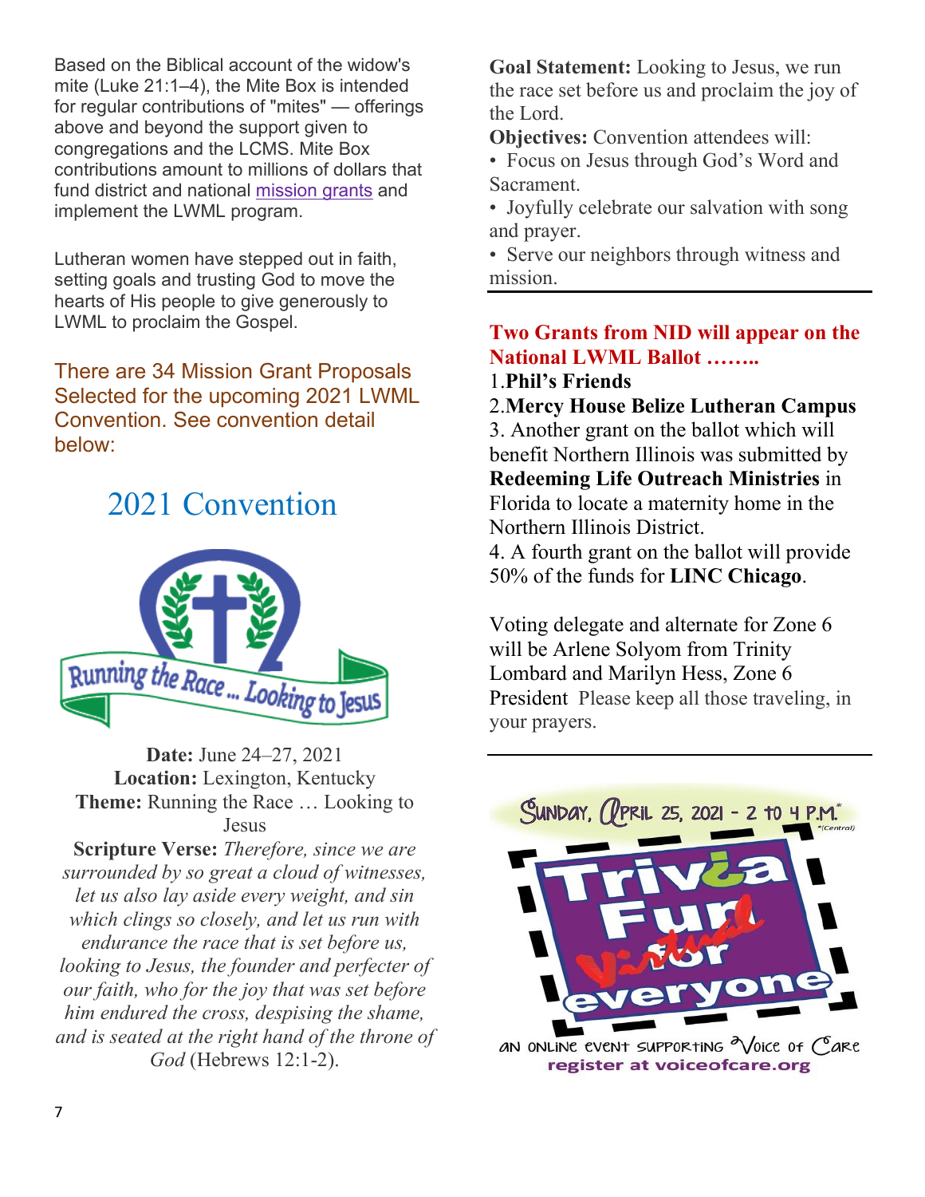Based on the Biblical account of the widow's mite (Luke 21:1–4), the Mite Box is intended for regular contributions of "mites" — offerings above and beyond the support given to congregations and the LCMS. Mite Box contributions amount to millions of dollars that fund district and national mission grants and implement the LWML program.

Lutheran women have stepped out in faith, setting goals and trusting God to move the hearts of His people to give generously to LWML to proclaim the Gospel.

There are 34 Mission Grant Proposals Selected for the upcoming 2021 LWML Convention. See convention detail below:

## 2021 Convention

Running the Race ... Looking to Jesus

**Date:** June 24–27, 2021
**Location:** Lexington, Kentucky
**Theme:** Running the Race … Looking to Jesus
**Scripture Verse:** *Therefore, since we are surrounded by so great a cloud of witnesses, let us also lay aside every weight, and sin which clings so closely, and let us run with endurance the race that is set before us, looking to Jesus, the founder and perfecter of our faith, who for the joy that was set before him endured the cross, despising the shame, and is seated at the right hand of the throne of God* (Hebrews 12:1-2).

**Goal Statement:** Looking to Jesus, we run the race set before us and proclaim the joy of the Lord.

**Objectives:** Convention attendees will:

- Focus on Jesus through God's Word and Sacrament.
- Joyfully celebrate our salvation with song and prayer.
- Serve our neighbors through witness and mission.

---

**Two Grants from NID will appear on the National LWML Ballot ……..**

1. **Phil's Friends**
2. **Mercy House Belize Lutheran Campus**
3. Another grant on the ballot which will benefit Northern Illinois was submitted by **Redeeming Life Outreach Ministries** in Florida to locate a maternity home in the Northern Illinois District.
4. A fourth grant on the ballot will provide 50% of the funds for **LINC Chicago**.

Voting delegate and alternate for Zone 6 will be Arlene Solyom from Trinity Lombard and Marilyn Hess, Zone 6 President Please keep all those traveling, in your prayers.

---

Sunday, April 25, 2021 - 2 to 4 P.M.* *(Central)

Trivia Fun for everyone — Virtual

an online event supporting Voice of Care
register at voiceofcare.org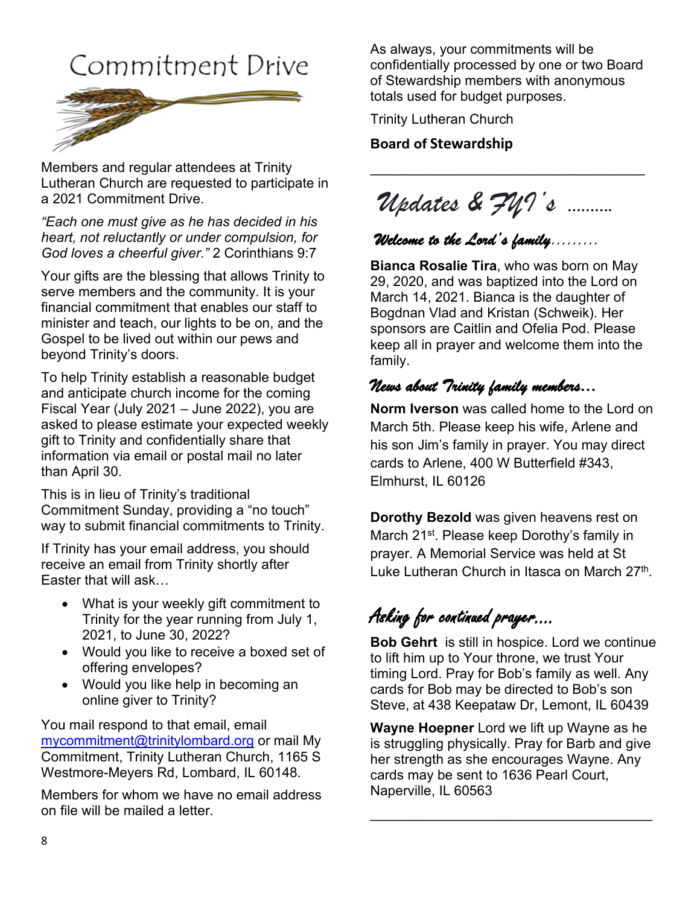# Commitment Drive

Members and regular attendees at Trinity Lutheran Church are requested to participate in a 2021 Commitment Drive.

*"Each one must give as he has decided in his heart, not reluctantly or under compulsion, for God loves a cheerful giver."* 2 Corinthians 9:7

Your gifts are the blessing that allows Trinity to serve members and the community. It is your financial commitment that enables our staff to minister and teach, our lights to be on, and the Gospel to be lived out within our pews and beyond Trinity's doors.

To help Trinity establish a reasonable budget and anticipate church income for the coming Fiscal Year (July 2021 – June 2022), you are asked to please estimate your expected weekly gift to Trinity and confidentially share that information via email or postal mail no later than April 30.

This is in lieu of Trinity's traditional Commitment Sunday, providing a "no touch" way to submit financial commitments to Trinity.

If Trinity has your email address, you should receive an email from Trinity shortly after Easter that will ask…

- What is your weekly gift commitment to Trinity for the year running from July 1, 2021, to June 30, 2022?
- Would you like to receive a boxed set of offering envelopes?
- Would you like help in becoming an online giver to Trinity?

You mail respond to that email, email mycommitment@trinitylombard.org or mail My Commitment, Trinity Lutheran Church, 1165 S Westmore-Meyers Rd, Lombard, IL 60148.

Members for whom we have no email address on file will be mailed a letter.

As always, your commitments will be confidentially processed by one or two Board of Stewardship members with anonymous totals used for budget purposes.

Trinity Lutheran Church

**Board of Stewardship**

---

# *Updates & FYI's ……….*

### *Welcome to the Lord's family………*

**Bianca Rosalie Tira**, who was born on May 29, 2020, and was baptized into the Lord on March 14, 2021. Bianca is the daughter of Bogdnan Vlad and Kristan (Schweik). Her sponsors are Caitlin and Ofelia Pod. Please keep all in prayer and welcome them into the family.

### *News about Trinity family members…*

**Norm Iverson** was called home to the Lord on March 5th. Please keep his wife, Arlene and his son Jim's family in prayer. You may direct cards to Arlene, 400 W Butterfield #343, Elmhurst, IL 60126

**Dorothy Bezold** was given heavens rest on March 21st. Please keep Dorothy's family in prayer. A Memorial Service was held at St Luke Lutheran Church in Itasca on March 27th.

### *Asking for continued prayer….*

**Bob Gehrt** is still in hospice. Lord we continue to lift him up to Your throne, we trust Your timing Lord. Pray for Bob's family as well. Any cards for Bob may be directed to Bob's son Steve, at 438 Keepataw Dr, Lemont, IL 60439

**Wayne Hoepner** Lord we lift up Wayne as he is struggling physically. Pray for Barb and give her strength as she encourages Wayne. Any cards may be sent to 1636 Pearl Court, Naperville, IL 60563

---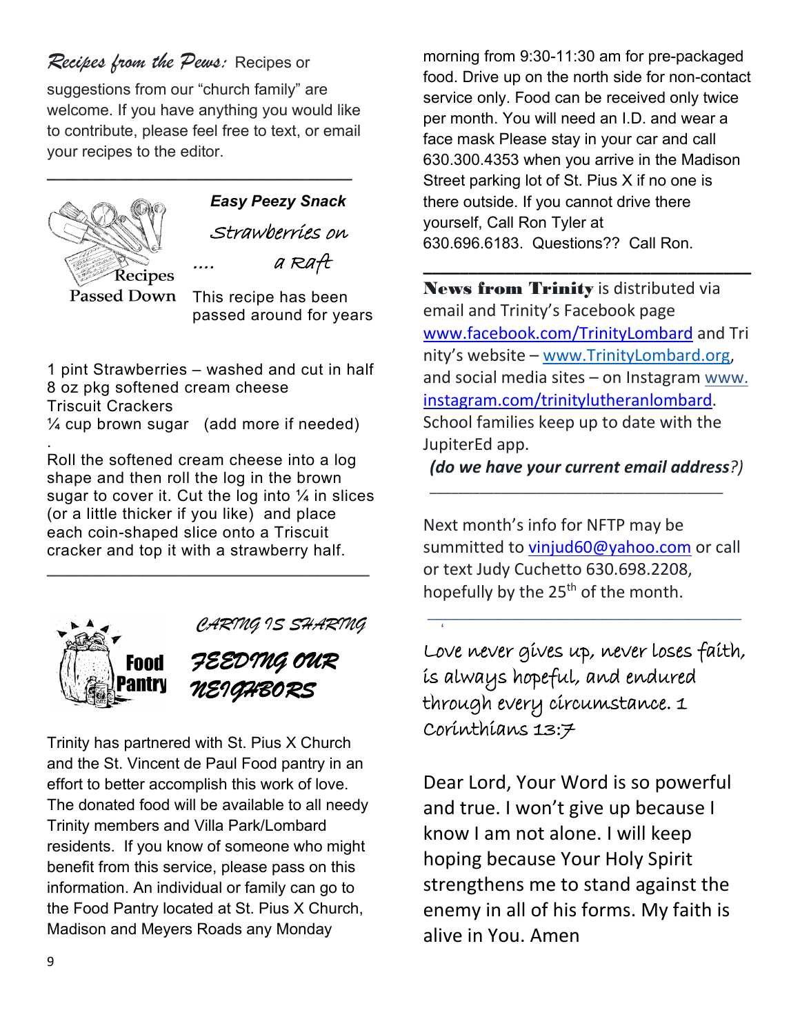*Recipes from the Pews:* Recipes or suggestions from our "church family" are welcome. If you have anything you would like to contribute, please feel free to text, or email your recipes to the editor.

---

Recipes Passed Down

***Easy Peezy Snack***

Strawberries on .... a Raft

This recipe has been passed around for years

1 pint Strawberries – washed and cut in half
8 oz pkg softened cream cheese
Triscuit Crackers
¼ cup brown sugar (add more if needed)

Roll the softened cream cheese into a log shape and then roll the log in the brown sugar to cover it. Cut the log into ¼ in slices (or a little thicker if you like) and place each coin-shaped slice onto a Triscuit cracker and top it with a strawberry half.

---

Food Pantry

*CARING IS SHARING*

*FEEDING OUR NEIGHBORS*

Trinity has partnered with St. Pius X Church and the St. Vincent de Paul Food pantry in an effort to better accomplish this work of love. The donated food will be available to all needy Trinity members and Villa Park/Lombard residents. If you know of someone who might benefit from this service, please pass on this information. An individual or family can go to the Food Pantry located at St. Pius X Church, Madison and Meyers Roads any Monday morning from 9:30-11:30 am for pre-packaged food. Drive up on the north side for non-contact service only. Food can be received only twice per month. You will need an I.D. and wear a face mask Please stay in your car and call 630.300.4353 when you arrive in the Madison Street parking lot of St. Pius X if no one is there outside. If you cannot drive there yourself, Call Ron Tyler at 630.696.6183. Questions?? Call Ron.

---

**News from Trinity** is distributed via email and Trinity's Facebook page www.facebook.com/TrinityLombard and Trinity's website – www.TrinityLombard.org, and social media sites – on Instagram www.instagram.com/trinitylutheranlombard. School families keep up to date with the JupiterEd app.

***(do we have your current email address?)***

---

Next month's info for NFTP may be summitted to vinjud60@yahoo.com or call or text Judy Cuchetto 630.698.2208, hopefully by the 25th of the month.

---

Love never gives up, never loses faith, is always hopeful, and endured through every circumstance. 1 Corinthians 13:7

Dear Lord, Your Word is so powerful and true. I won't give up because I know I am not alone. I will keep hoping because Your Holy Spirit strengthens me to stand against the enemy in all of his forms. My faith is alive in You. Amen